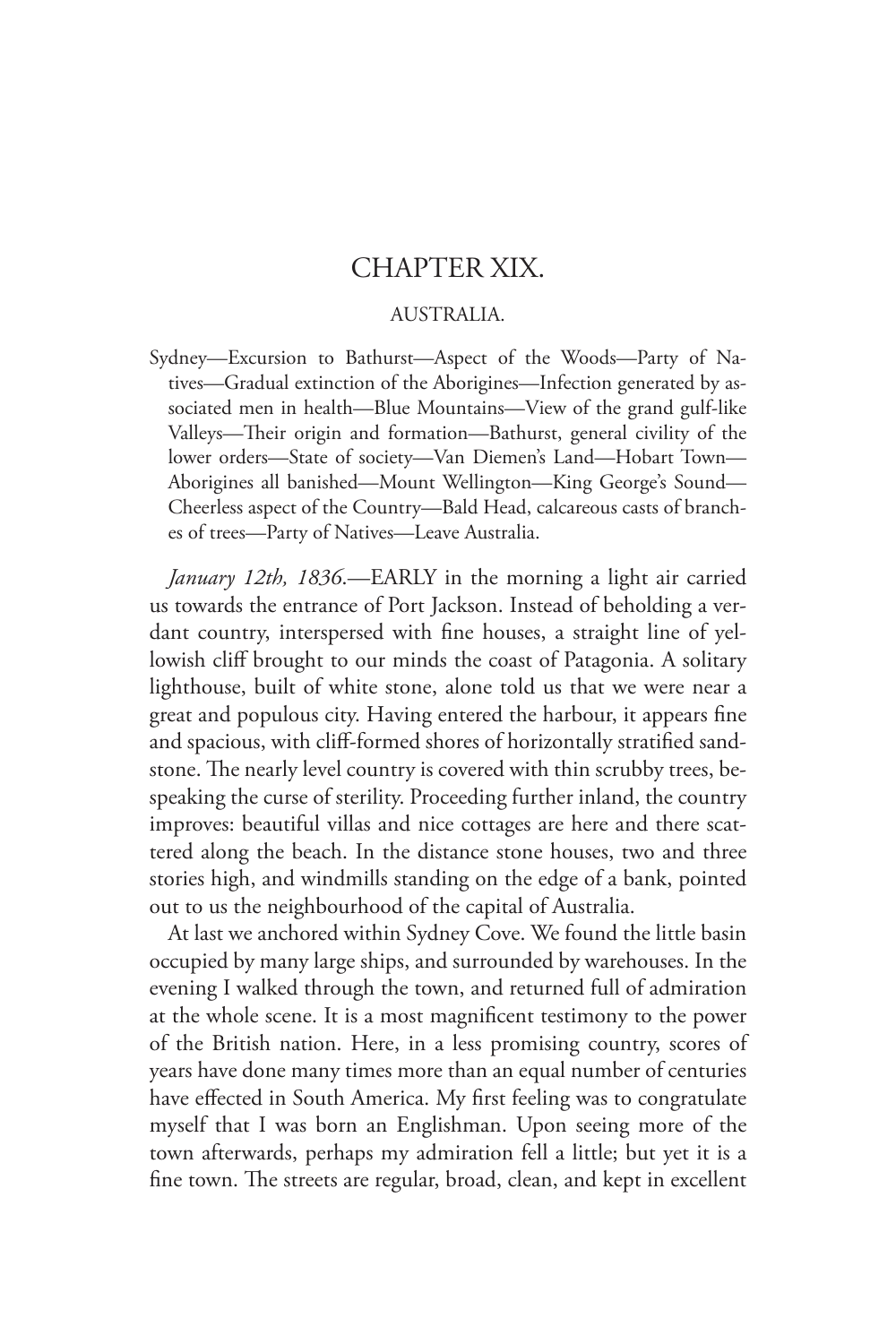# CHAPTER XIX.

## AUSTRALIA.

Sydney—Excursion to Bathurst—Aspect of the Woods—Party of Natives—Gradual extinction of the Aborigines—Infection generated by associated men in health—Blue Mountains—View of the grand gulf-like Valleys—Their origin and formation—Bathurst, general civility of the lower orders—State of society—Van Diemen's Land—Hobart Town—Aborigines all banished—Mount Wellington—King George's Sound—Cheerless aspect of the Country—Bald Head, calcareous casts of branches of trees—Party of Natives—Leave Australia.

*January 12th, 1836*.—EARLY in the morning a light air carried us towards the entrance of Port Jackson. Instead of beholding a verdant country, interspersed with fine houses, a straight line of yellowish cliff brought to our minds the coast of Patagonia. A solitary lighthouse, built of white stone, alone told us that we were near a great and populous city. Having entered the harbour, it appears fine and spacious, with cliff-formed shores of horizontally stratified sandstone. The nearly level country is covered with thin scrubby trees, bespeaking the curse of sterility. Proceeding further inland, the country improves: beautiful villas and nice cottages are here and there scattered along the beach. In the distance stone houses, two and three stories high, and windmills standing on the edge of a bank, pointed out to us the neighbourhood of the capital of Australia.

At last we anchored within Sydney Cove. We found the little basin occupied by many large ships, and surrounded by warehouses. In the evening I walked through the town, and returned full of admiration at the whole scene. It is a most magnificent testimony to the power of the British nation. Here, in a less promising country, scores of years have done many times more than an equal number of centuries have effected in South America. My first feeling was to congratulate myself that I was born an Englishman. Upon seeing more of the town afterwards, perhaps my admiration fell a little; but yet it is a fine town. The streets are regular, broad, clean, and kept in excellent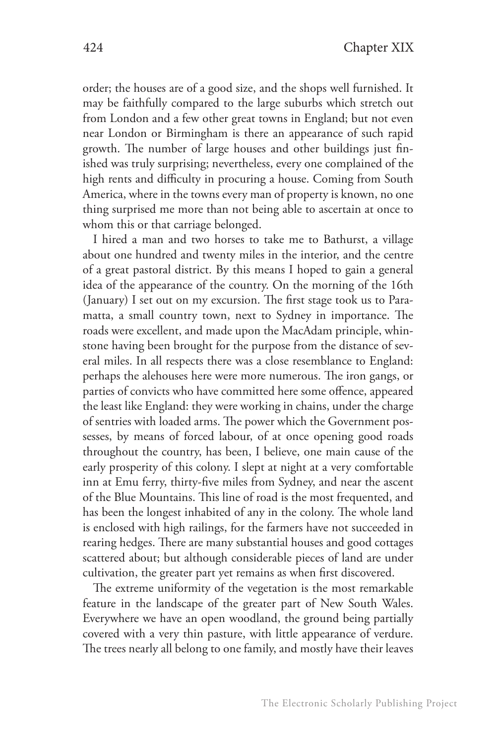order; the houses are of a good size, and the shops well furnished. It may be faithfully compared to the large suburbs which stretch out from London and a few other great towns in England; but not even near London or Birmingham is there an appearance of such rapid growth. The number of large houses and other buildings just finished was truly surprising; nevertheless, every one complained of the high rents and difficulty in procuring a house. Coming from South America, where in the towns every man of property is known, no one thing surprised me more than not being able to ascertain at once to whom this or that carriage belonged.

I hired a man and two horses to take me to Bathurst, a village about one hundred and twenty miles in the interior, and the centre of a great pastoral district. By this means I hoped to gain a general idea of the appearance of the country. On the morning of the 16th (January) I set out on my excursion. The first stage took us to Paramatta, a small country town, next to Sydney in importance. The roads were excellent, and made upon the MacAdam principle, whinstone having been brought for the purpose from the distance of several miles. In all respects there was a close resemblance to England: perhaps the alehouses here were more numerous. The iron gangs, or parties of convicts who have committed here some offence, appeared the least like England: they were working in chains, under the charge of sentries with loaded arms. The power which the Government possesses, by means of forced labour, of at once opening good roads throughout the country, has been, I believe, one main cause of the early prosperity of this colony. I slept at night at a very comfortable inn at Emu ferry, thirty-five miles from Sydney, and near the ascent of the Blue Mountains. This line of road is the most frequented, and has been the longest inhabited of any in the colony. The whole land is enclosed with high railings, for the farmers have not succeeded in rearing hedges. There are many substantial houses and good cottages scattered about; but although considerable pieces of land are under cultivation, the greater part yet remains as when first discovered.

The extreme uniformity of the vegetation is the most remarkable feature in the landscape of the greater part of New South Wales. Everywhere we have an open woodland, the ground being partially covered with a very thin pasture, with little appearance of verdure. The trees nearly all belong to one family, and mostly have their leaves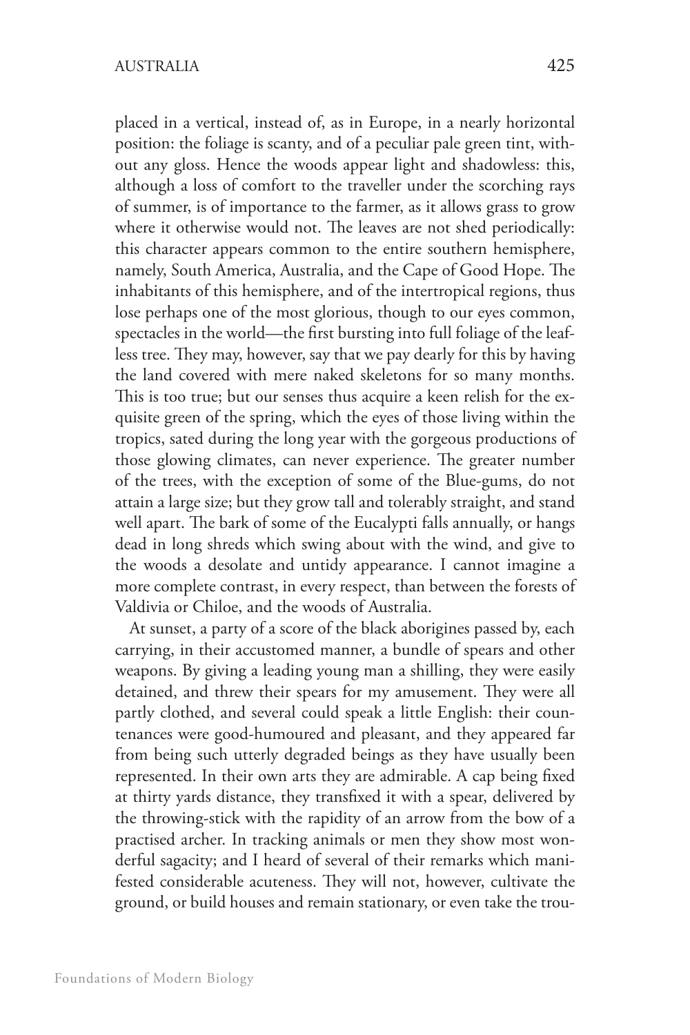placed in a vertical, instead of, as in Europe, in a nearly horizontal position: the foliage is scanty, and of a peculiar pale green tint, without any gloss. Hence the woods appear light and shadowless: this, although a loss of comfort to the traveller under the scorching rays of summer, is of importance to the farmer, as it allows grass to grow where it otherwise would not. The leaves are not shed periodically: this character appears common to the entire southern hemisphere, namely, South America, Australia, and the Cape of Good Hope. The inhabitants of this hemisphere, and of the intertropical regions, thus lose perhaps one of the most glorious, though to our eyes common, spectacles in the world—the first bursting into full foliage of the leafless tree. They may, however, say that we pay dearly for this by having the land covered with mere naked skeletons for so many months. This is too true; but our senses thus acquire a keen relish for the exquisite green of the spring, which the eyes of those living within the tropics, sated during the long year with the gorgeous productions of those glowing climates, can never experience. The greater number of the trees, with the exception of some of the Blue-gums, do not attain a large size; but they grow tall and tolerably straight, and stand well apart. The bark of some of the Eucalypti falls annually, or hangs dead in long shreds which swing about with the wind, and give to the woods a desolate and untidy appearance. I cannot imagine a more complete contrast, in every respect, than between the forests of Valdivia or Chiloe, and the woods of Australia.

At sunset, a party of a score of the black aborigines passed by, each carrying, in their accustomed manner, a bundle of spears and other weapons. By giving a leading young man a shilling, they were easily detained, and threw their spears for my amusement. They were all partly clothed, and several could speak a little English: their countenances were good-humoured and pleasant, and they appeared far from being such utterly degraded beings as they have usually been represented. In their own arts they are admirable. A cap being fixed at thirty yards distance, they transfixed it with a spear, delivered by the throwing-stick with the rapidity of an arrow from the bow of a practised archer. In tracking animals or men they show most wonderful sagacity; and I heard of several of their remarks which manifested considerable acuteness. They will not, however, cultivate the ground, or build houses and remain stationary, or even take the trou-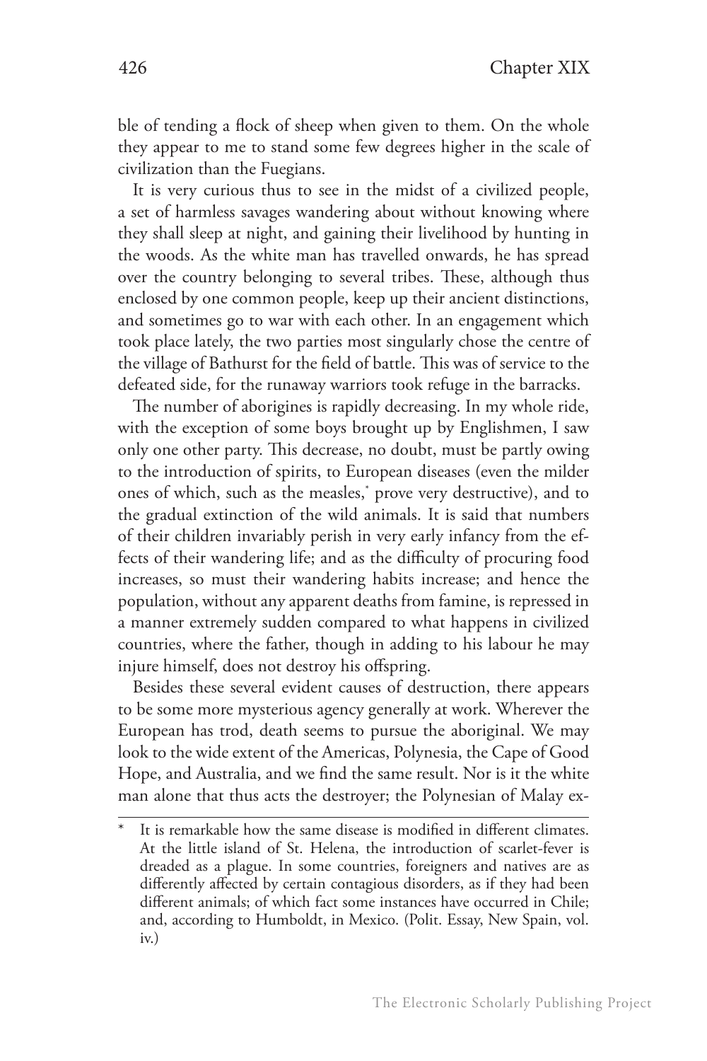ble of tending a flock of sheep when given to them. On the whole they appear to me to stand some few degrees higher in the scale of civilization than the Fuegians.

It is very curious thus to see in the midst of a civilized people, a set of harmless savages wandering about without knowing where they shall sleep at night, and gaining their livelihood by hunting in the woods. As the white man has travelled onwards, he has spread over the country belonging to several tribes. These, although thus enclosed by one common people, keep up their ancient distinctions, and sometimes go to war with each other. In an engagement which took place lately, the two parties most singularly chose the centre of the village of Bathurst for the field of battle. This was of service to the defeated side, for the runaway warriors took refuge in the barracks.

The number of aborigines is rapidly decreasing. In my whole ride, with the exception of some boys brought up by Englishmen, I saw only one other party. This decrease, no doubt, must be partly owing to the introduction of spirits, to European diseases (even the milder ones of which, such as the measles,* prove very destructive), and to the gradual extinction of the wild animals. It is said that numbers of their children invariably perish in very early infancy from the effects of their wandering life; and as the difficulty of procuring food increases, so must their wandering habits increase; and hence the population, without any apparent deaths from famine, is repressed in a manner extremely sudden compared to what happens in civilized countries, where the father, though in adding to his labour he may injure himself, does not destroy his offspring.

Besides these several evident causes of destruction, there appears to be some more mysterious agency generally at work. Wherever the European has trod, death seems to pursue the aboriginal. We may look to the wide extent of the Americas, Polynesia, the Cape of Good Hope, and Australia, and we find the same result. Nor is it the white man alone that thus acts the destroyer; the Polynesian of Malay ex-

---

\* It is remarkable how the same disease is modified in different climates. At the little island of St. Helena, the introduction of scarlet-fever is dreaded as a plague. In some countries, foreigners and natives are as differently affected by certain contagious disorders, as if they had been different animals; of which fact some instances have occurred in Chile; and, according to Humboldt, in Mexico. (Polit. Essay, New Spain, vol. iv.)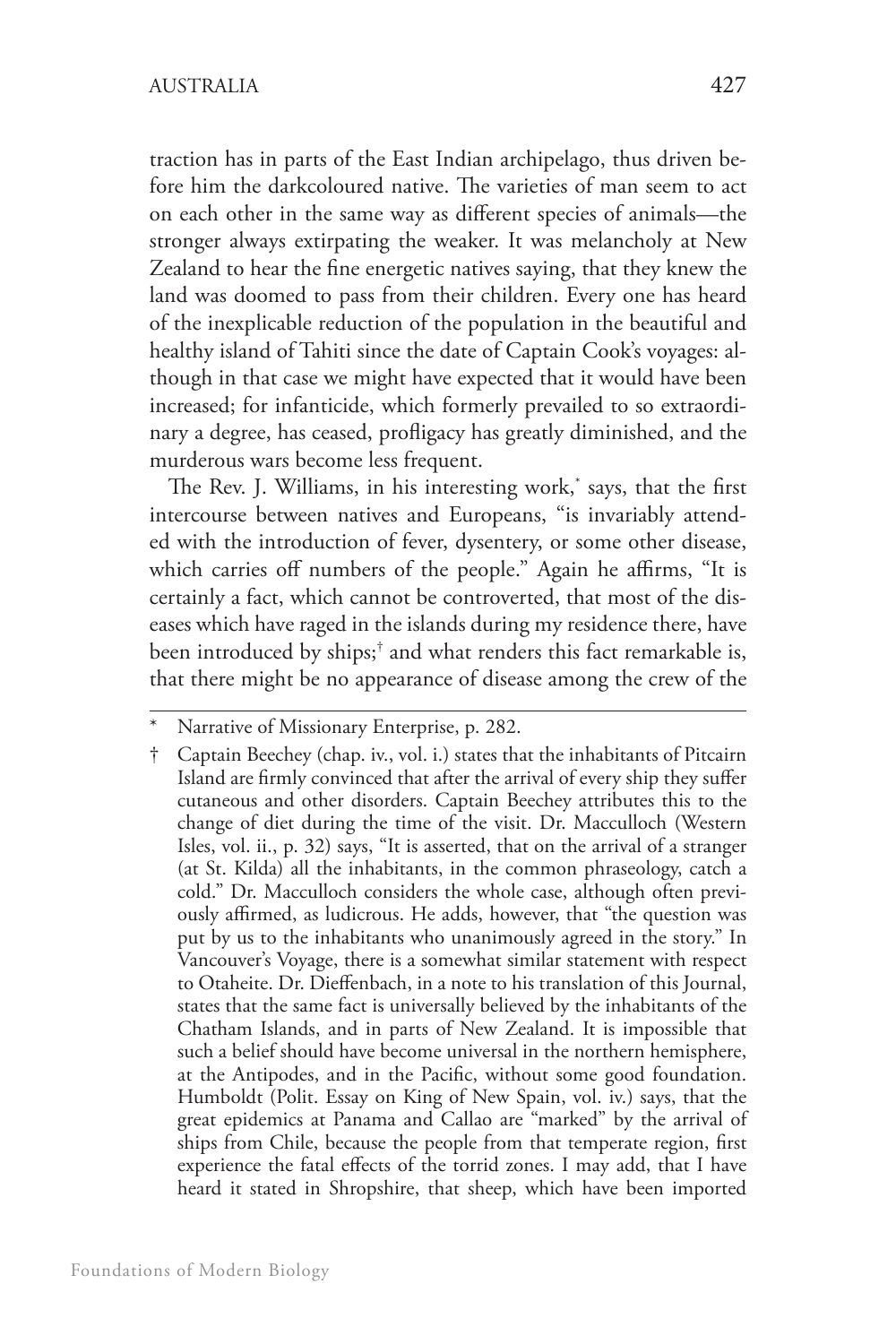traction has in parts of the East Indian archipelago, thus driven before him the darkcoloured native. The varieties of man seem to act on each other in the same way as different species of animals—the stronger always extirpating the weaker. It was melancholy at New Zealand to hear the fine energetic natives saying, that they knew the land was doomed to pass from their children. Every one has heard of the inexplicable reduction of the population in the beautiful and healthy island of Tahiti since the date of Captain Cook's voyages: although in that case we might have expected that it would have been increased; for infanticide, which formerly prevailed to so extraordinary a degree, has ceased, profligacy has greatly diminished, and the murderous wars become less frequent.

The Rev. J. Williams, in his interesting work,* says, that the first intercourse between natives and Europeans, "is invariably attended with the introduction of fever, dysentery, or some other disease, which carries off numbers of the people." Again he affirms, "It is certainly a fact, which cannot be controverted, that most of the diseases which have raged in the islands during my residence there, have been introduced by ships;† and what renders this fact remarkable is, that there might be no appearance of disease among the crew of the

---

\* Narrative of Missionary Enterprise, p. 282.

† Captain Beechey (chap. iv., vol. i.) states that the inhabitants of Pitcairn Island are firmly convinced that after the arrival of every ship they suffer cutaneous and other disorders. Captain Beechey attributes this to the change of diet during the time of the visit. Dr. Macculloch (Western Isles, vol. ii., p. 32) says, "It is asserted, that on the arrival of a stranger (at St. Kilda) all the inhabitants, in the common phraseology, catch a cold." Dr. Macculloch considers the whole case, although often previously affirmed, as ludicrous. He adds, however, that "the question was put by us to the inhabitants who unanimously agreed in the story." In Vancouver's Voyage, there is a somewhat similar statement with respect to Otaheite. Dr. Dieffenbach, in a note to his translation of this Journal, states that the same fact is universally believed by the inhabitants of the Chatham Islands, and in parts of New Zealand. It is impossible that such a belief should have become universal in the northern hemisphere, at the Antipodes, and in the Pacific, without some good foundation. Humboldt (Polit. Essay on King of New Spain, vol. iv.) says, that the great epidemics at Panama and Callao are "marked" by the arrival of ships from Chile, because the people from that temperate region, first experience the fatal effects of the torrid zones. I may add, that I have heard it stated in Shropshire, that sheep, which have been imported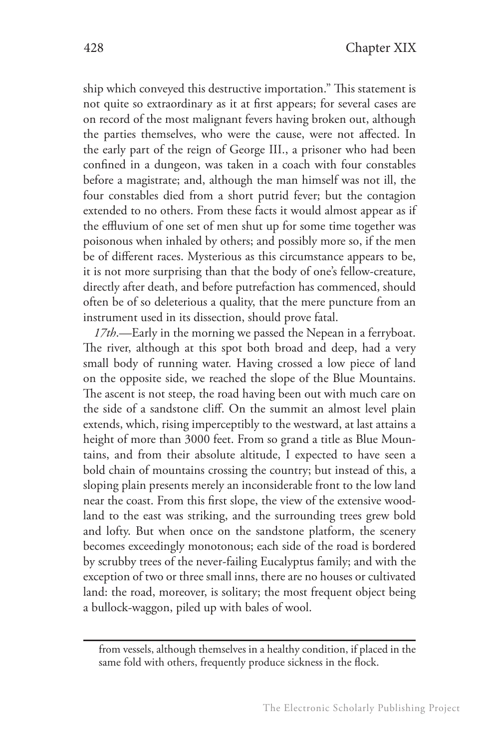ship which conveyed this destructive importation." This statement is not quite so extraordinary as it at first appears; for several cases are on record of the most malignant fevers having broken out, although the parties themselves, who were the cause, were not affected. In the early part of the reign of George III., a prisoner who had been confined in a dungeon, was taken in a coach with four constables before a magistrate; and, although the man himself was not ill, the four constables died from a short putrid fever; but the contagion extended to no others. From these facts it would almost appear as if the effluvium of one set of men shut up for some time together was poisonous when inhaled by others; and possibly more so, if the men be of different races. Mysterious as this circumstance appears to be, it is not more surprising than that the body of one's fellow-creature, directly after death, and before putrefaction has commenced, should often be of so deleterious a quality, that the mere puncture from an instrument used in its dissection, should prove fatal.

*17th*.—Early in the morning we passed the Nepean in a ferryboat. The river, although at this spot both broad and deep, had a very small body of running water. Having crossed a low piece of land on the opposite side, we reached the slope of the Blue Mountains. The ascent is not steep, the road having been out with much care on the side of a sandstone cliff. On the summit an almost level plain extends, which, rising imperceptibly to the westward, at last attains a height of more than 3000 feet. From so grand a title as Blue Mountains, and from their absolute altitude, I expected to have seen a bold chain of mountains crossing the country; but instead of this, a sloping plain presents merely an inconsiderable front to the low land near the coast. From this first slope, the view of the extensive woodland to the east was striking, and the surrounding trees grew bold and lofty. But when once on the sandstone platform, the scenery becomes exceedingly monotonous; each side of the road is bordered by scrubby trees of the never-failing Eucalyptus family; and with the exception of two or three small inns, there are no houses or cultivated land: the road, moreover, is solitary; the most frequent object being a bullock-waggon, piled up with bales of wool.

---

from vessels, although themselves in a healthy condition, if placed in the same fold with others, frequently produce sickness in the flock.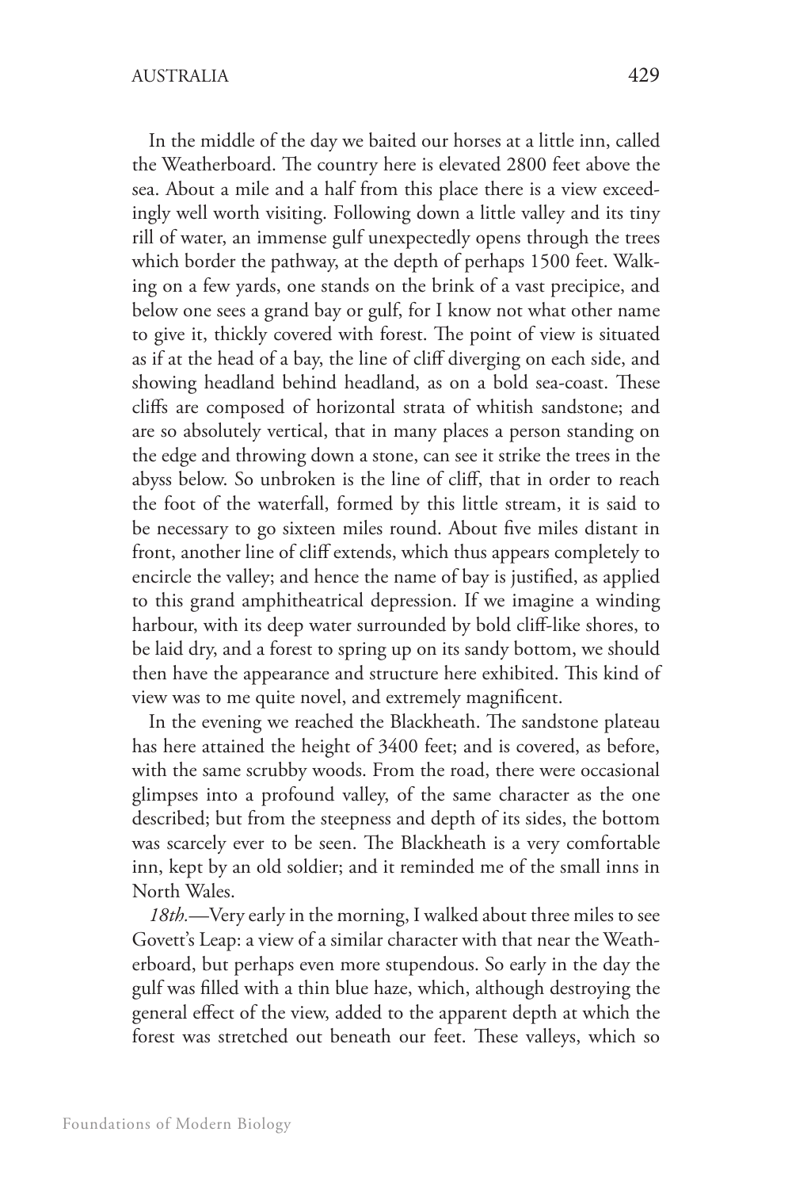In the middle of the day we baited our horses at a little inn, called the Weatherboard. The country here is elevated 2800 feet above the sea. About a mile and a half from this place there is a view exceedingly well worth visiting. Following down a little valley and its tiny rill of water, an immense gulf unexpectedly opens through the trees which border the pathway, at the depth of perhaps 1500 feet. Walking on a few yards, one stands on the brink of a vast precipice, and below one sees a grand bay or gulf, for I know not what other name to give it, thickly covered with forest. The point of view is situated as if at the head of a bay, the line of cliff diverging on each side, and showing headland behind headland, as on a bold sea-coast. These cliffs are composed of horizontal strata of whitish sandstone; and are so absolutely vertical, that in many places a person standing on the edge and throwing down a stone, can see it strike the trees in the abyss below. So unbroken is the line of cliff, that in order to reach the foot of the waterfall, formed by this little stream, it is said to be necessary to go sixteen miles round. About five miles distant in front, another line of cliff extends, which thus appears completely to encircle the valley; and hence the name of bay is justified, as applied to this grand amphitheatrical depression. If we imagine a winding harbour, with its deep water surrounded by bold cliff-like shores, to be laid dry, and a forest to spring up on its sandy bottom, we should then have the appearance and structure here exhibited. This kind of view was to me quite novel, and extremely magnificent.

In the evening we reached the Blackheath. The sandstone plateau has here attained the height of 3400 feet; and is covered, as before, with the same scrubby woods. From the road, there were occasional glimpses into a profound valley, of the same character as the one described; but from the steepness and depth of its sides, the bottom was scarcely ever to be seen. The Blackheath is a very comfortable inn, kept by an old soldier; and it reminded me of the small inns in North Wales.

*18th.*—Very early in the morning, I walked about three miles to see Govett's Leap: a view of a similar character with that near the Weatherboard, but perhaps even more stupendous. So early in the day the gulf was filled with a thin blue haze, which, although destroying the general effect of the view, added to the apparent depth at which the forest was stretched out beneath our feet. These valleys, which so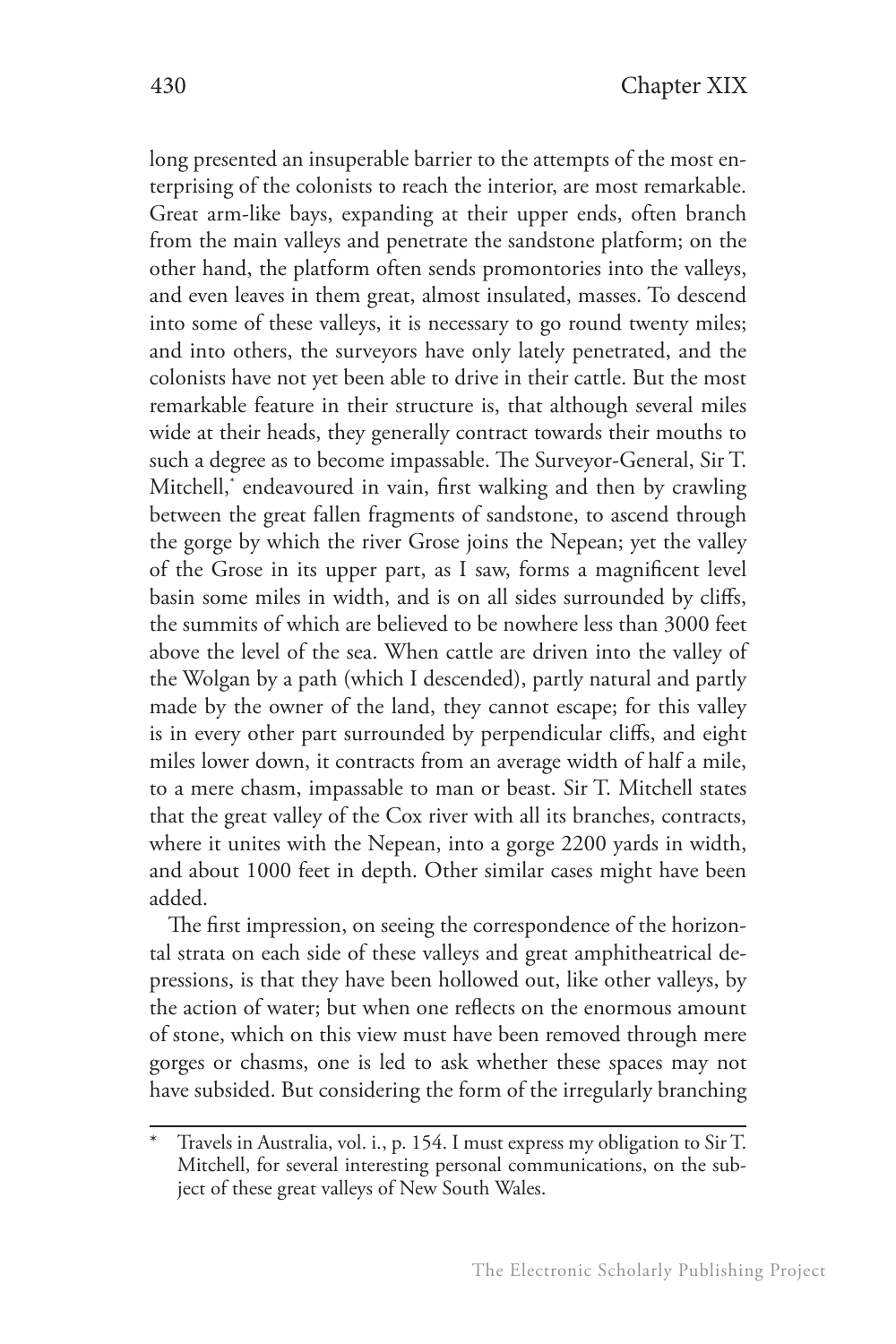long presented an insuperable barrier to the attempts of the most enterprising of the colonists to reach the interior, are most remarkable. Great arm-like bays, expanding at their upper ends, often branch from the main valleys and penetrate the sandstone platform; on the other hand, the platform often sends promontories into the valleys, and even leaves in them great, almost insulated, masses. To descend into some of these valleys, it is necessary to go round twenty miles; and into others, the surveyors have only lately penetrated, and the colonists have not yet been able to drive in their cattle. But the most remarkable feature in their structure is, that although several miles wide at their heads, they generally contract towards their mouths to such a degree as to become impassable. The Surveyor-General, Sir T. Mitchell,* endeavoured in vain, first walking and then by crawling between the great fallen fragments of sandstone, to ascend through the gorge by which the river Grose joins the Nepean; yet the valley of the Grose in its upper part, as I saw, forms a magnificent level basin some miles in width, and is on all sides surrounded by cliffs, the summits of which are believed to be nowhere less than 3000 feet above the level of the sea. When cattle are driven into the valley of the Wolgan by a path (which I descended), partly natural and partly made by the owner of the land, they cannot escape; for this valley is in every other part surrounded by perpendicular cliffs, and eight miles lower down, it contracts from an average width of half a mile, to a mere chasm, impassable to man or beast. Sir T. Mitchell states that the great valley of the Cox river with all its branches, contracts, where it unites with the Nepean, into a gorge 2200 yards in width, and about 1000 feet in depth. Other similar cases might have been added.

The first impression, on seeing the correspondence of the horizontal strata on each side of these valleys and great amphitheatrical depressions, is that they have been hollowed out, like other valleys, by the action of water; but when one reflects on the enormous amount of stone, which on this view must have been removed through mere gorges or chasms, one is led to ask whether these spaces may not have subsided. But considering the form of the irregularly branching

---

* Travels in Australia, vol. i., p. 154. I must express my obligation to Sir T. Mitchell, for several interesting personal communications, on the subject of these great valleys of New South Wales.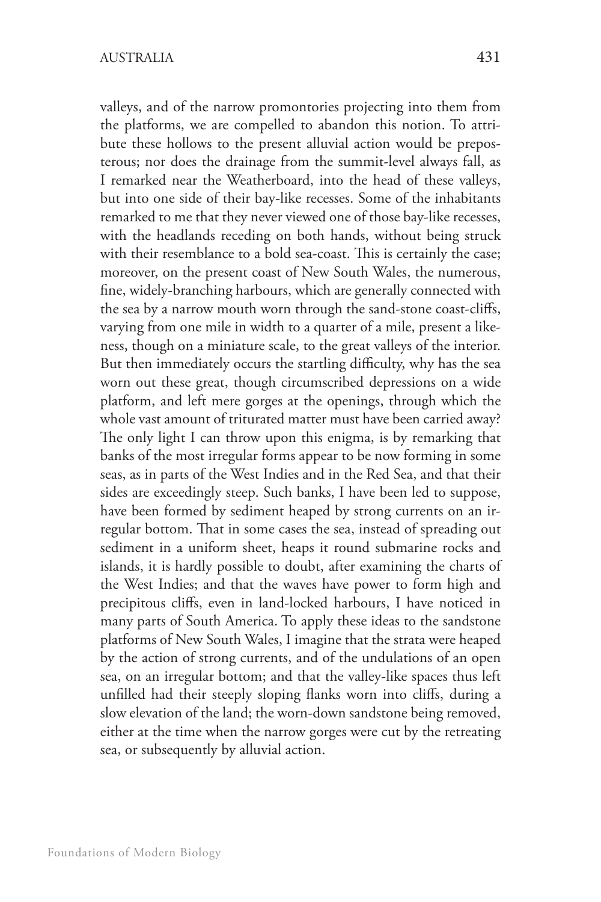valleys, and of the narrow promontories projecting into them from the platforms, we are compelled to abandon this notion. To attribute these hollows to the present alluvial action would be preposterous; nor does the drainage from the summit-level always fall, as I remarked near the Weatherboard, into the head of these valleys, but into one side of their bay-like recesses. Some of the inhabitants remarked to me that they never viewed one of those bay-like recesses, with the headlands receding on both hands, without being struck with their resemblance to a bold sea-coast. This is certainly the case; moreover, on the present coast of New South Wales, the numerous, fine, widely-branching harbours, which are generally connected with the sea by a narrow mouth worn through the sand-stone coast-cliffs, varying from one mile in width to a quarter of a mile, present a likeness, though on a miniature scale, to the great valleys of the interior. But then immediately occurs the startling difficulty, why has the sea worn out these great, though circumscribed depressions on a wide platform, and left mere gorges at the openings, through which the whole vast amount of triturated matter must have been carried away? The only light I can throw upon this enigma, is by remarking that banks of the most irregular forms appear to be now forming in some seas, as in parts of the West Indies and in the Red Sea, and that their sides are exceedingly steep. Such banks, I have been led to suppose, have been formed by sediment heaped by strong currents on an irregular bottom. That in some cases the sea, instead of spreading out sediment in a uniform sheet, heaps it round submarine rocks and islands, it is hardly possible to doubt, after examining the charts of the West Indies; and that the waves have power to form high and precipitous cliffs, even in land-locked harbours, I have noticed in many parts of South America. To apply these ideas to the sandstone platforms of New South Wales, I imagine that the strata were heaped by the action of strong currents, and of the undulations of an open sea, on an irregular bottom; and that the valley-like spaces thus left unfilled had their steeply sloping flanks worn into cliffs, during a slow elevation of the land; the worn-down sandstone being removed, either at the time when the narrow gorges were cut by the retreating sea, or subsequently by alluvial action.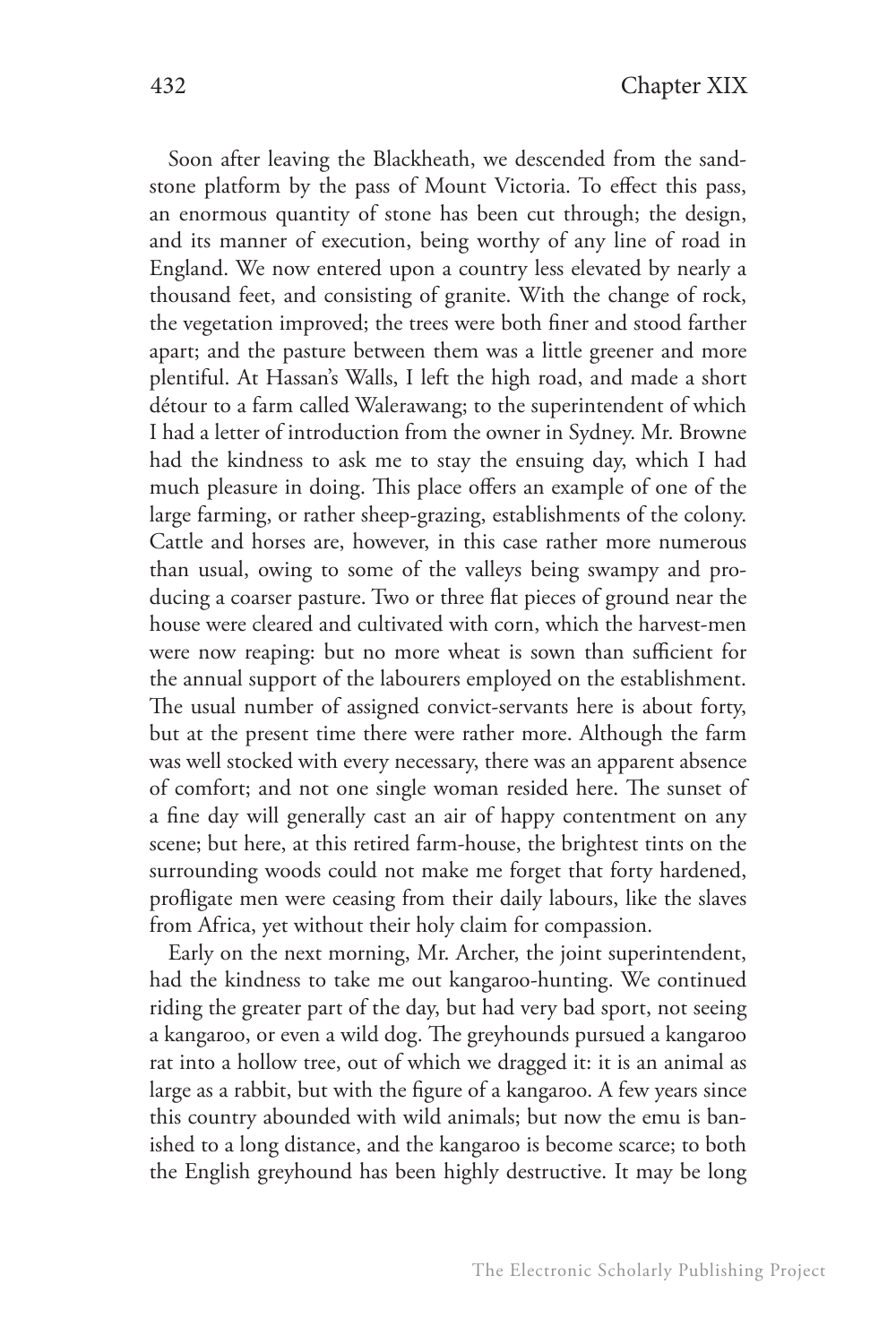Soon after leaving the Blackheath, we descended from the sandstone platform by the pass of Mount Victoria. To effect this pass, an enormous quantity of stone has been cut through; the design, and its manner of execution, being worthy of any line of road in England. We now entered upon a country less elevated by nearly a thousand feet, and consisting of granite. With the change of rock, the vegetation improved; the trees were both finer and stood farther apart; and the pasture between them was a little greener and more plentiful. At Hassan's Walls, I left the high road, and made a short détour to a farm called Walerawang; to the superintendent of which I had a letter of introduction from the owner in Sydney. Mr. Browne had the kindness to ask me to stay the ensuing day, which I had much pleasure in doing. This place offers an example of one of the large farming, or rather sheep-grazing, establishments of the colony. Cattle and horses are, however, in this case rather more numerous than usual, owing to some of the valleys being swampy and producing a coarser pasture. Two or three flat pieces of ground near the house were cleared and cultivated with corn, which the harvest-men were now reaping: but no more wheat is sown than sufficient for the annual support of the labourers employed on the establishment. The usual number of assigned convict-servants here is about forty, but at the present time there were rather more. Although the farm was well stocked with every necessary, there was an apparent absence of comfort; and not one single woman resided here. The sunset of a fine day will generally cast an air of happy contentment on any scene; but here, at this retired farm-house, the brightest tints on the surrounding woods could not make me forget that forty hardened, profligate men were ceasing from their daily labours, like the slaves from Africa, yet without their holy claim for compassion.

Early on the next morning, Mr. Archer, the joint superintendent, had the kindness to take me out kangaroo-hunting. We continued riding the greater part of the day, but had very bad sport, not seeing a kangaroo, or even a wild dog. The greyhounds pursued a kangaroo rat into a hollow tree, out of which we dragged it: it is an animal as large as a rabbit, but with the figure of a kangaroo. A few years since this country abounded with wild animals; but now the emu is banished to a long distance, and the kangaroo is become scarce; to both the English greyhound has been highly destructive. It may be long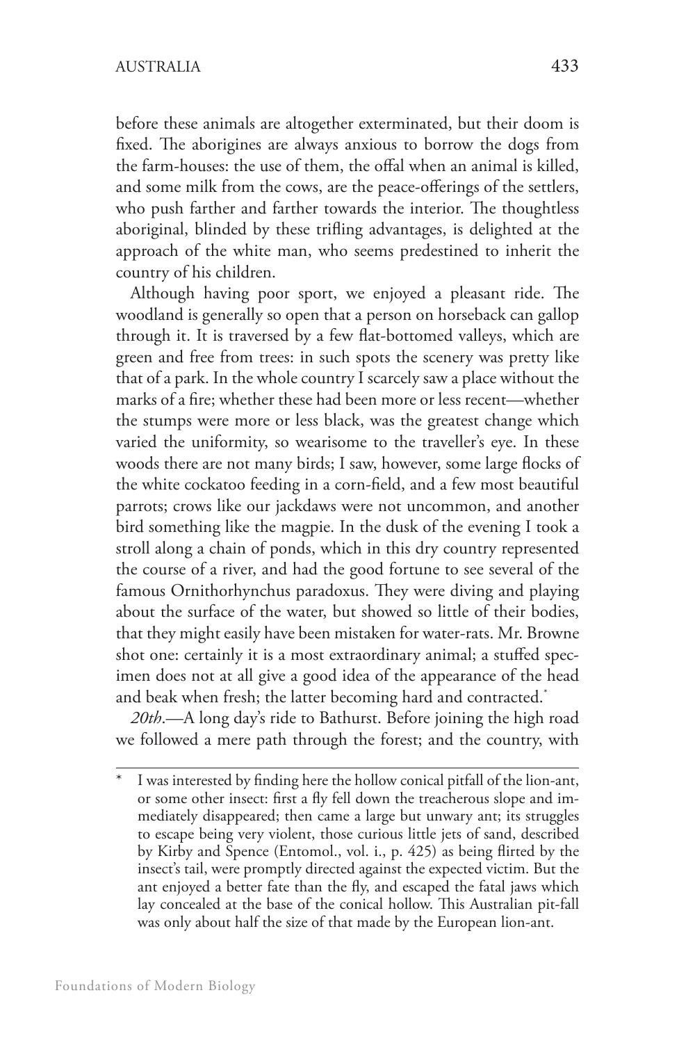before these animals are altogether exterminated, but their doom is fixed. The aborigines are always anxious to borrow the dogs from the farm-houses: the use of them, the offal when an animal is killed, and some milk from the cows, are the peace-offerings of the settlers, who push farther and farther towards the interior. The thoughtless aboriginal, blinded by these trifling advantages, is delighted at the approach of the white man, who seems predestined to inherit the country of his children.

Although having poor sport, we enjoyed a pleasant ride. The woodland is generally so open that a person on horseback can gallop through it. It is traversed by a few flat-bottomed valleys, which are green and free from trees: in such spots the scenery was pretty like that of a park. In the whole country I scarcely saw a place without the marks of a fire; whether these had been more or less recent—whether the stumps were more or less black, was the greatest change which varied the uniformity, so wearisome to the traveller's eye. In these woods there are not many birds; I saw, however, some large flocks of the white cockatoo feeding in a corn-field, and a few most beautiful parrots; crows like our jackdaws were not uncommon, and another bird something like the magpie. In the dusk of the evening I took a stroll along a chain of ponds, which in this dry country represented the course of a river, and had the good fortune to see several of the famous Ornithorhynchus paradoxus. They were diving and playing about the surface of the water, but showed so little of their bodies, that they might easily have been mistaken for water-rats. Mr. Browne shot one: certainly it is a most extraordinary animal; a stuffed specimen does not at all give a good idea of the appearance of the head and beak when fresh; the latter becoming hard and contracted.*

*20th*.—A long day's ride to Bathurst. Before joining the high road we followed a mere path through the forest; and the country, with

---

\* I was interested by finding here the hollow conical pitfall of the lion-ant, or some other insect: first a fly fell down the treacherous slope and immediately disappeared; then came a large but unwary ant; its struggles to escape being very violent, those curious little jets of sand, described by Kirby and Spence (Entomol., vol. i., p. 425) as being flirted by the insect's tail, were promptly directed against the expected victim. But the ant enjoyed a better fate than the fly, and escaped the fatal jaws which lay concealed at the base of the conical hollow. This Australian pit-fall was only about half the size of that made by the European lion-ant.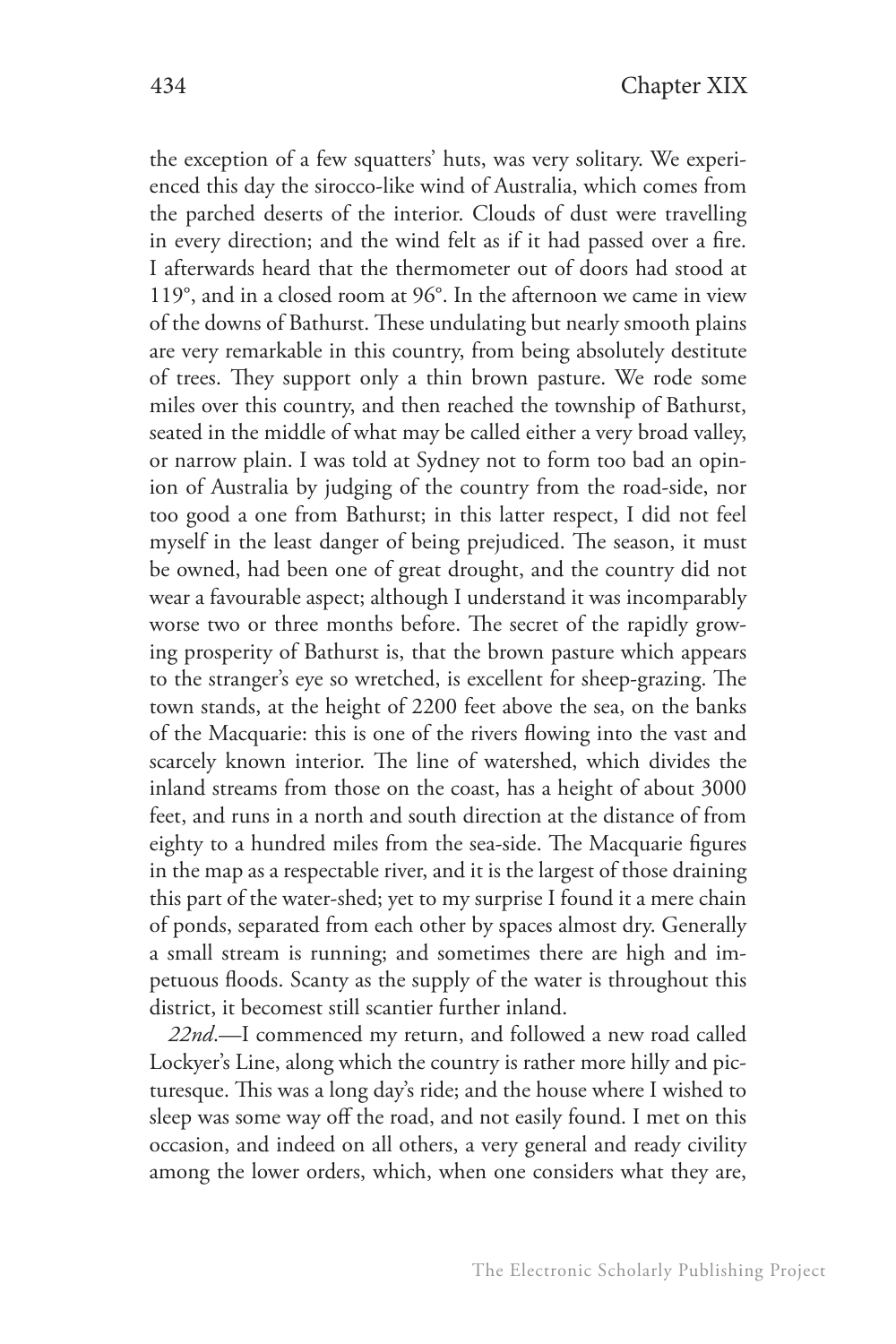the exception of a few squatters' huts, was very solitary. We experienced this day the sirocco-like wind of Australia, which comes from the parched deserts of the interior. Clouds of dust were travelling in every direction; and the wind felt as if it had passed over a fire. I afterwards heard that the thermometer out of doors had stood at 119°, and in a closed room at 96°. In the afternoon we came in view of the downs of Bathurst. These undulating but nearly smooth plains are very remarkable in this country, from being absolutely destitute of trees. They support only a thin brown pasture. We rode some miles over this country, and then reached the township of Bathurst, seated in the middle of what may be called either a very broad valley, or narrow plain. I was told at Sydney not to form too bad an opinion of Australia by judging of the country from the road-side, nor too good a one from Bathurst; in this latter respect, I did not feel myself in the least danger of being prejudiced. The season, it must be owned, had been one of great drought, and the country did not wear a favourable aspect; although I understand it was incomparably worse two or three months before. The secret of the rapidly growing prosperity of Bathurst is, that the brown pasture which appears to the stranger's eye so wretched, is excellent for sheep-grazing. The town stands, at the height of 2200 feet above the sea, on the banks of the Macquarie: this is one of the rivers flowing into the vast and scarcely known interior. The line of watershed, which divides the inland streams from those on the coast, has a height of about 3000 feet, and runs in a north and south direction at the distance of from eighty to a hundred miles from the sea-side. The Macquarie figures in the map as a respectable river, and it is the largest of those draining this part of the water-shed; yet to my surprise I found it a mere chain of ponds, separated from each other by spaces almost dry. Generally a small stream is running; and sometimes there are high and impetuous floods. Scanty as the supply of the water is throughout this district, it becomest still scantier further inland.

*22nd*.—I commenced my return, and followed a new road called Lockyer's Line, along which the country is rather more hilly and picturesque. This was a long day's ride; and the house where I wished to sleep was some way off the road, and not easily found. I met on this occasion, and indeed on all others, a very general and ready civility among the lower orders, which, when one considers what they are,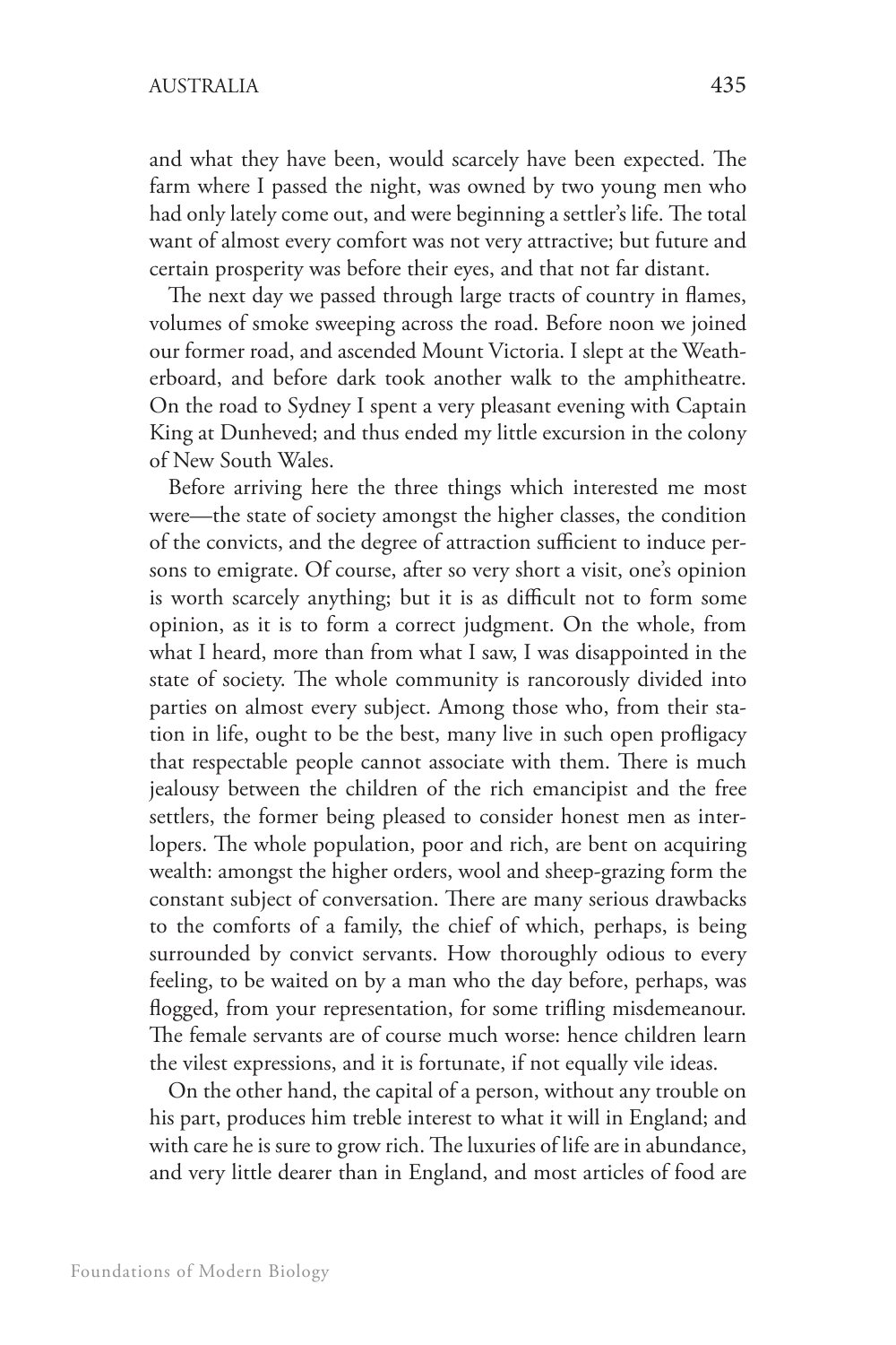and what they have been, would scarcely have been expected. The farm where I passed the night, was owned by two young men who had only lately come out, and were beginning a settler's life. The total want of almost every comfort was not very attractive; but future and certain prosperity was before their eyes, and that not far distant.

The next day we passed through large tracts of country in flames, volumes of smoke sweeping across the road. Before noon we joined our former road, and ascended Mount Victoria. I slept at the Weatherboard, and before dark took another walk to the amphitheatre. On the road to Sydney I spent a very pleasant evening with Captain King at Dunheved; and thus ended my little excursion in the colony of New South Wales.

Before arriving here the three things which interested me most were—the state of society amongst the higher classes, the condition of the convicts, and the degree of attraction sufficient to induce persons to emigrate. Of course, after so very short a visit, one's opinion is worth scarcely anything; but it is as difficult not to form some opinion, as it is to form a correct judgment. On the whole, from what I heard, more than from what I saw, I was disappointed in the state of society. The whole community is rancorously divided into parties on almost every subject. Among those who, from their station in life, ought to be the best, many live in such open profligacy that respectable people cannot associate with them. There is much jealousy between the children of the rich emancipist and the free settlers, the former being pleased to consider honest men as interlopers. The whole population, poor and rich, are bent on acquiring wealth: amongst the higher orders, wool and sheep-grazing form the constant subject of conversation. There are many serious drawbacks to the comforts of a family, the chief of which, perhaps, is being surrounded by convict servants. How thoroughly odious to every feeling, to be waited on by a man who the day before, perhaps, was flogged, from your representation, for some trifling misdemeanour. The female servants are of course much worse: hence children learn the vilest expressions, and it is fortunate, if not equally vile ideas.

On the other hand, the capital of a person, without any trouble on his part, produces him treble interest to what it will in England; and with care he is sure to grow rich. The luxuries of life are in abundance, and very little dearer than in England, and most articles of food are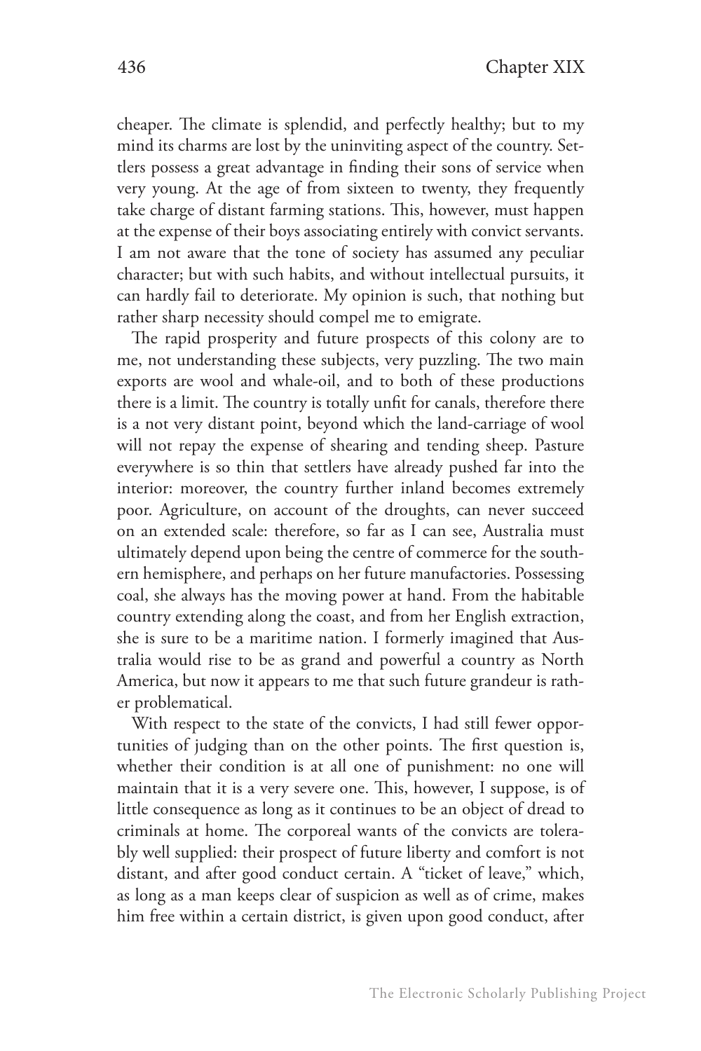cheaper. The climate is splendid, and perfectly healthy; but to my mind its charms are lost by the uninviting aspect of the country. Settlers possess a great advantage in finding their sons of service when very young. At the age of from sixteen to twenty, they frequently take charge of distant farming stations. This, however, must happen at the expense of their boys associating entirely with convict servants. I am not aware that the tone of society has assumed any peculiar character; but with such habits, and without intellectual pursuits, it can hardly fail to deteriorate. My opinion is such, that nothing but rather sharp necessity should compel me to emigrate.

The rapid prosperity and future prospects of this colony are to me, not understanding these subjects, very puzzling. The two main exports are wool and whale-oil, and to both of these productions there is a limit. The country is totally unfit for canals, therefore there is a not very distant point, beyond which the land-carriage of wool will not repay the expense of shearing and tending sheep. Pasture everywhere is so thin that settlers have already pushed far into the interior: moreover, the country further inland becomes extremely poor. Agriculture, on account of the droughts, can never succeed on an extended scale: therefore, so far as I can see, Australia must ultimately depend upon being the centre of commerce for the southern hemisphere, and perhaps on her future manufactories. Possessing coal, she always has the moving power at hand. From the habitable country extending along the coast, and from her English extraction, she is sure to be a maritime nation. I formerly imagined that Australia would rise to be as grand and powerful a country as North America, but now it appears to me that such future grandeur is rather problematical.

With respect to the state of the convicts, I had still fewer opportunities of judging than on the other points. The first question is, whether their condition is at all one of punishment: no one will maintain that it is a very severe one. This, however, I suppose, is of little consequence as long as it continues to be an object of dread to criminals at home. The corporeal wants of the convicts are tolerably well supplied: their prospect of future liberty and comfort is not distant, and after good conduct certain. A "ticket of leave," which, as long as a man keeps clear of suspicion as well as of crime, makes him free within a certain district, is given upon good conduct, after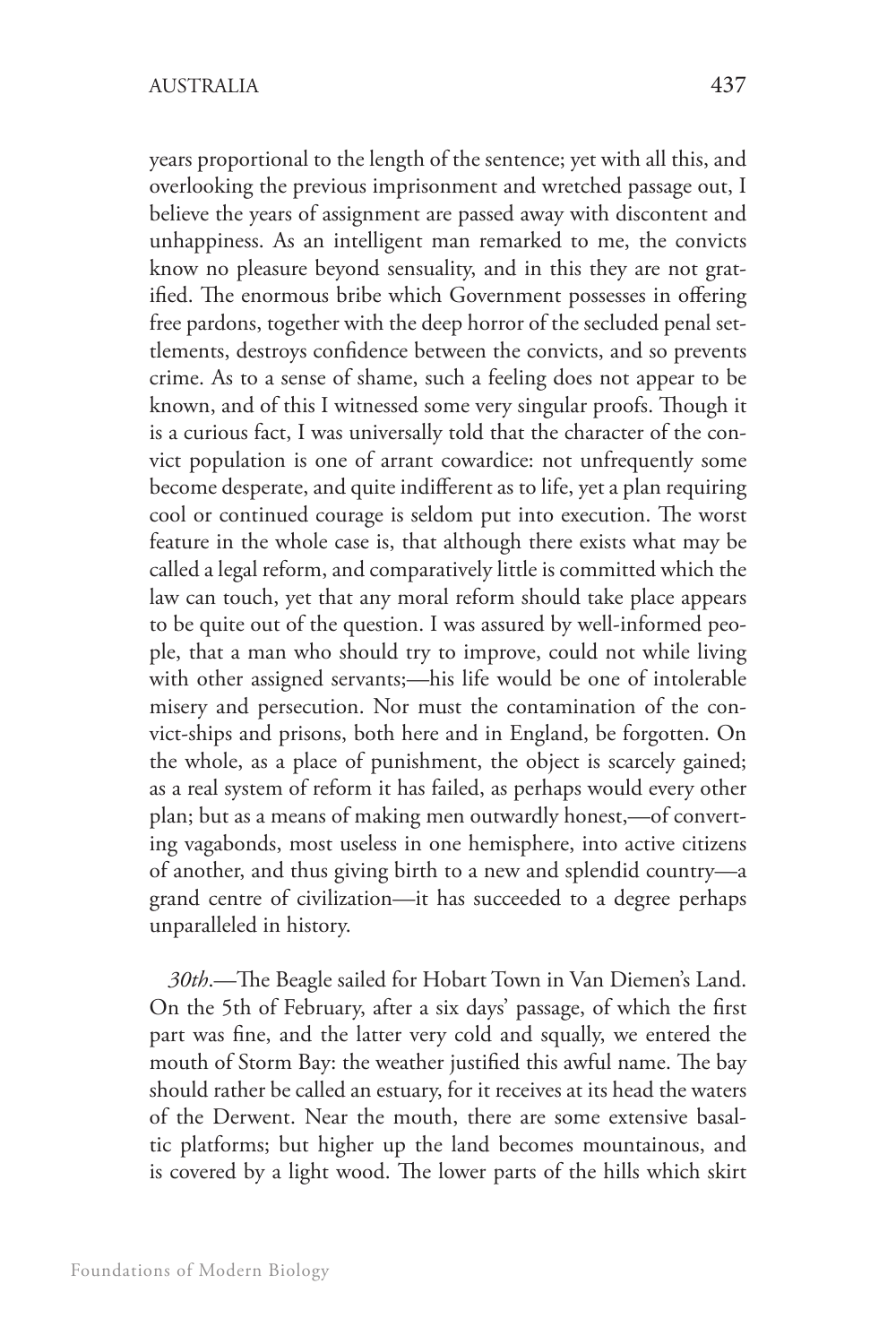years proportional to the length of the sentence; yet with all this, and overlooking the previous imprisonment and wretched passage out, I believe the years of assignment are passed away with discontent and unhappiness. As an intelligent man remarked to me, the convicts know no pleasure beyond sensuality, and in this they are not gratified. The enormous bribe which Government possesses in offering free pardons, together with the deep horror of the secluded penal settlements, destroys confidence between the convicts, and so prevents crime. As to a sense of shame, such a feeling does not appear to be known, and of this I witnessed some very singular proofs. Though it is a curious fact, I was universally told that the character of the convict population is one of arrant cowardice: not unfrequently some become desperate, and quite indifferent as to life, yet a plan requiring cool or continued courage is seldom put into execution. The worst feature in the whole case is, that although there exists what may be called a legal reform, and comparatively little is committed which the law can touch, yet that any moral reform should take place appears to be quite out of the question. I was assured by well-informed people, that a man who should try to improve, could not while living with other assigned servants;—his life would be one of intolerable misery and persecution. Nor must the contamination of the convict-ships and prisons, both here and in England, be forgotten. On the whole, as a place of punishment, the object is scarcely gained; as a real system of reform it has failed, as perhaps would every other plan; but as a means of making men outwardly honest,—of converting vagabonds, most useless in one hemisphere, into active citizens of another, and thus giving birth to a new and splendid country—a grand centre of civilization—it has succeeded to a degree perhaps unparalleled in history.

*30th*.—The Beagle sailed for Hobart Town in Van Diemen's Land. On the 5th of February, after a six days' passage, of which the first part was fine, and the latter very cold and squally, we entered the mouth of Storm Bay: the weather justified this awful name. The bay should rather be called an estuary, for it receives at its head the waters of the Derwent. Near the mouth, there are some extensive basaltic platforms; but higher up the land becomes mountainous, and is covered by a light wood. The lower parts of the hills which skirt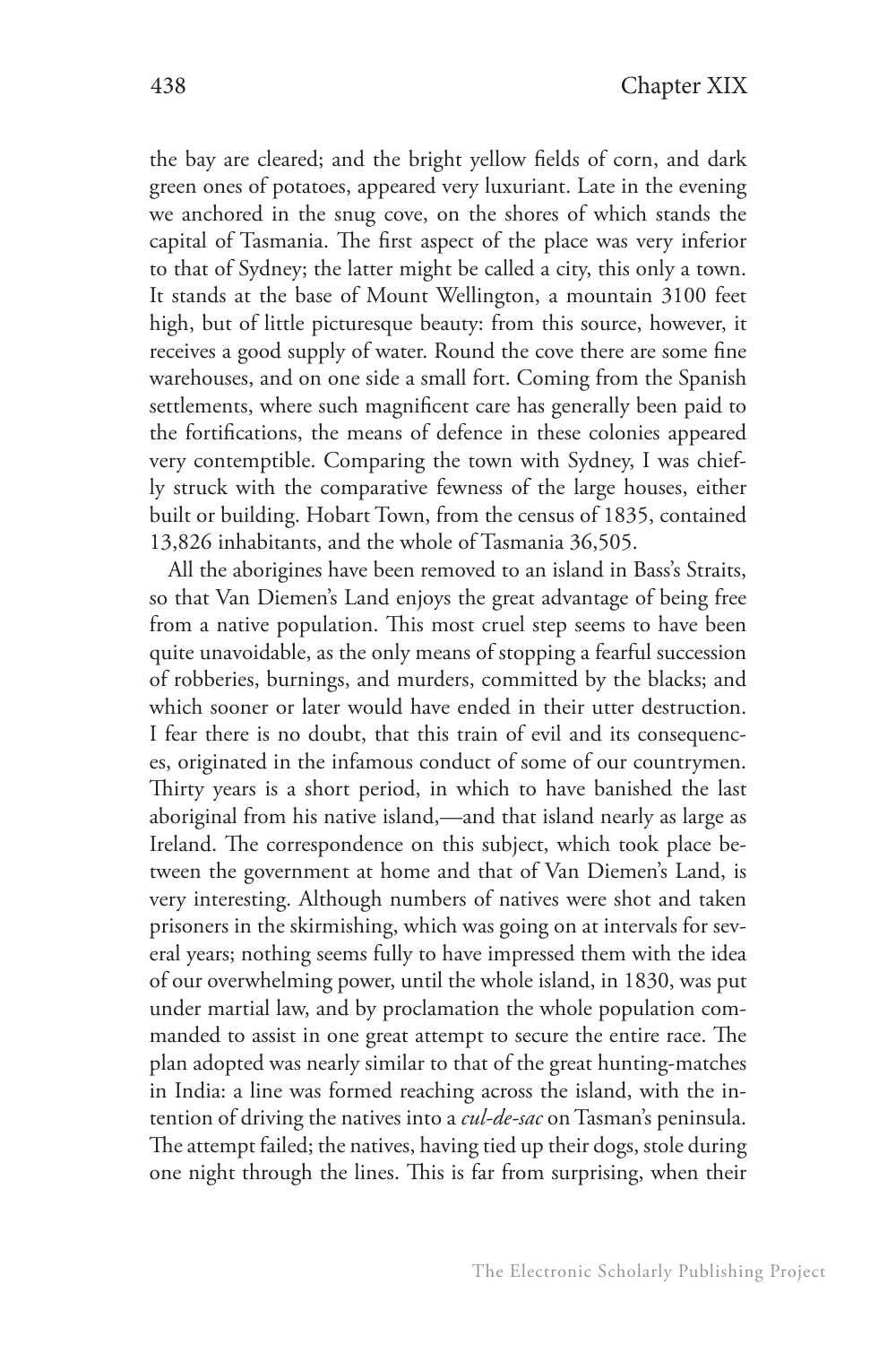the bay are cleared; and the bright yellow fields of corn, and dark green ones of potatoes, appeared very luxuriant. Late in the evening we anchored in the snug cove, on the shores of which stands the capital of Tasmania. The first aspect of the place was very inferior to that of Sydney; the latter might be called a city, this only a town. It stands at the base of Mount Wellington, a mountain 3100 feet high, but of little picturesque beauty: from this source, however, it receives a good supply of water. Round the cove there are some fine warehouses, and on one side a small fort. Coming from the Spanish settlements, where such magnificent care has generally been paid to the fortifications, the means of defence in these colonies appeared very contemptible. Comparing the town with Sydney, I was chiefly struck with the comparative fewness of the large houses, either built or building. Hobart Town, from the census of 1835, contained 13,826 inhabitants, and the whole of Tasmania 36,505.

All the aborigines have been removed to an island in Bass's Straits, so that Van Diemen's Land enjoys the great advantage of being free from a native population. This most cruel step seems to have been quite unavoidable, as the only means of stopping a fearful succession of robberies, burnings, and murders, committed by the blacks; and which sooner or later would have ended in their utter destruction. I fear there is no doubt, that this train of evil and its consequences, originated in the infamous conduct of some of our countrymen. Thirty years is a short period, in which to have banished the last aboriginal from his native island,—and that island nearly as large as Ireland. The correspondence on this subject, which took place between the government at home and that of Van Diemen's Land, is very interesting. Although numbers of natives were shot and taken prisoners in the skirmishing, which was going on at intervals for several years; nothing seems fully to have impressed them with the idea of our overwhelming power, until the whole island, in 1830, was put under martial law, and by proclamation the whole population commanded to assist in one great attempt to secure the entire race. The plan adopted was nearly similar to that of the great hunting-matches in India: a line was formed reaching across the island, with the intention of driving the natives into a *cul-de-sac* on Tasman's peninsula. The attempt failed; the natives, having tied up their dogs, stole during one night through the lines. This is far from surprising, when their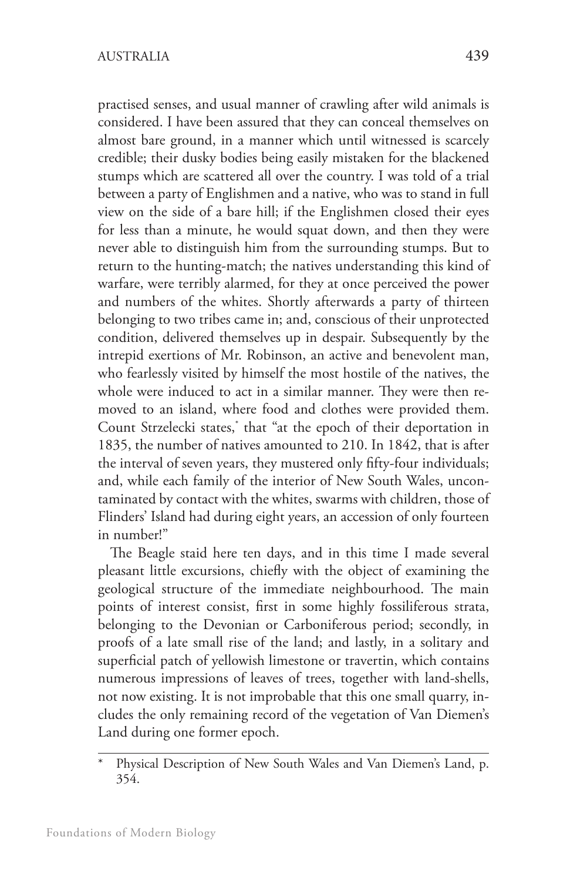practised senses, and usual manner of crawling after wild animals is considered. I have been assured that they can conceal themselves on almost bare ground, in a manner which until witnessed is scarcely credible; their dusky bodies being easily mistaken for the blackened stumps which are scattered all over the country. I was told of a trial between a party of Englishmen and a native, who was to stand in full view on the side of a bare hill; if the Englishmen closed their eyes for less than a minute, he would squat down, and then they were never able to distinguish him from the surrounding stumps. But to return to the hunting-match; the natives understanding this kind of warfare, were terribly alarmed, for they at once perceived the power and numbers of the whites. Shortly afterwards a party of thirteen belonging to two tribes came in; and, conscious of their unprotected condition, delivered themselves up in despair. Subsequently by the intrepid exertions of Mr. Robinson, an active and benevolent man, who fearlessly visited by himself the most hostile of the natives, the whole were induced to act in a similar manner. They were then removed to an island, where food and clothes were provided them. Count Strzelecki states,* that "at the epoch of their deportation in 1835, the number of natives amounted to 210. In 1842, that is after the interval of seven years, they mustered only fifty-four individuals; and, while each family of the interior of New South Wales, uncontaminated by contact with the whites, swarms with children, those of Flinders' Island had during eight years, an accession of only fourteen in number!"

The Beagle staid here ten days, and in this time I made several pleasant little excursions, chiefly with the object of examining the geological structure of the immediate neighbourhood. The main points of interest consist, first in some highly fossiliferous strata, belonging to the Devonian or Carboniferous period; secondly, in proofs of a late small rise of the land; and lastly, in a solitary and superficial patch of yellowish limestone or travertin, which contains numerous impressions of leaves of trees, together with land-shells, not now existing. It is not improbable that this one small quarry, includes the only remaining record of the vegetation of Van Diemen's Land during one former epoch.

---

* Physical Description of New South Wales and Van Diemen's Land, p. 354.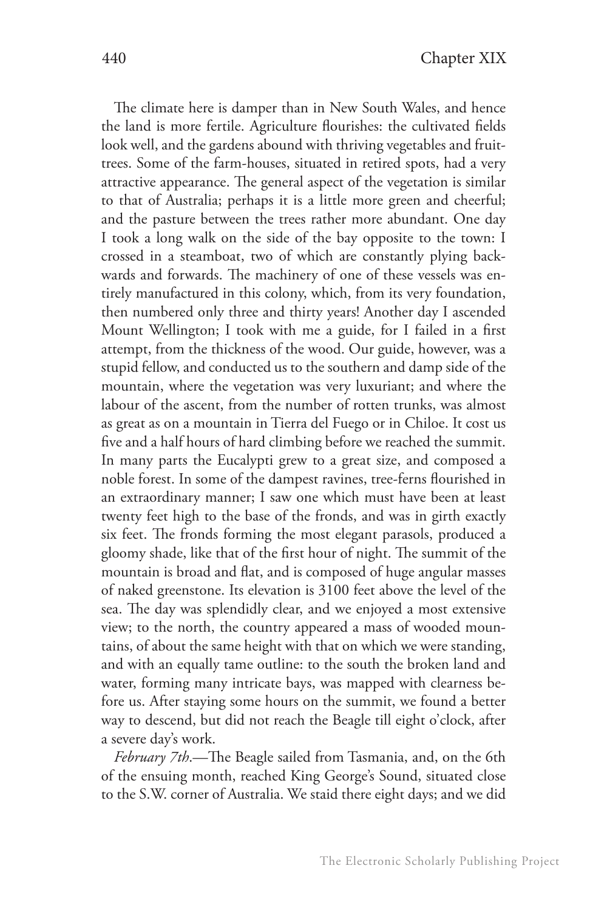The climate here is damper than in New South Wales, and hence the land is more fertile. Agriculture flourishes: the cultivated fields look well, and the gardens abound with thriving vegetables and fruit-trees. Some of the farm-houses, situated in retired spots, had a very attractive appearance. The general aspect of the vegetation is similar to that of Australia; perhaps it is a little more green and cheerful; and the pasture between the trees rather more abundant. One day I took a long walk on the side of the bay opposite to the town: I crossed in a steamboat, two of which are constantly plying backwards and forwards. The machinery of one of these vessels was entirely manufactured in this colony, which, from its very foundation, then numbered only three and thirty years! Another day I ascended Mount Wellington; I took with me a guide, for I failed in a first attempt, from the thickness of the wood. Our guide, however, was a stupid fellow, and conducted us to the southern and damp side of the mountain, where the vegetation was very luxuriant; and where the labour of the ascent, from the number of rotten trunks, was almost as great as on a mountain in Tierra del Fuego or in Chiloe. It cost us five and a half hours of hard climbing before we reached the summit. In many parts the Eucalypti grew to a great size, and composed a noble forest. In some of the dampest ravines, tree-ferns flourished in an extraordinary manner; I saw one which must have been at least twenty feet high to the base of the fronds, and was in girth exactly six feet. The fronds forming the most elegant parasols, produced a gloomy shade, like that of the first hour of night. The summit of the mountain is broad and flat, and is composed of huge angular masses of naked greenstone. Its elevation is 3100 feet above the level of the sea. The day was splendidly clear, and we enjoyed a most extensive view; to the north, the country appeared a mass of wooded mountains, of about the same height with that on which we were standing, and with an equally tame outline: to the south the broken land and water, forming many intricate bays, was mapped with clearness before us. After staying some hours on the summit, we found a better way to descend, but did not reach the Beagle till eight o'clock, after a severe day's work.

*February 7th*.—The Beagle sailed from Tasmania, and, on the 6th of the ensuing month, reached King George's Sound, situated close to the S.W. corner of Australia. We staid there eight days; and we did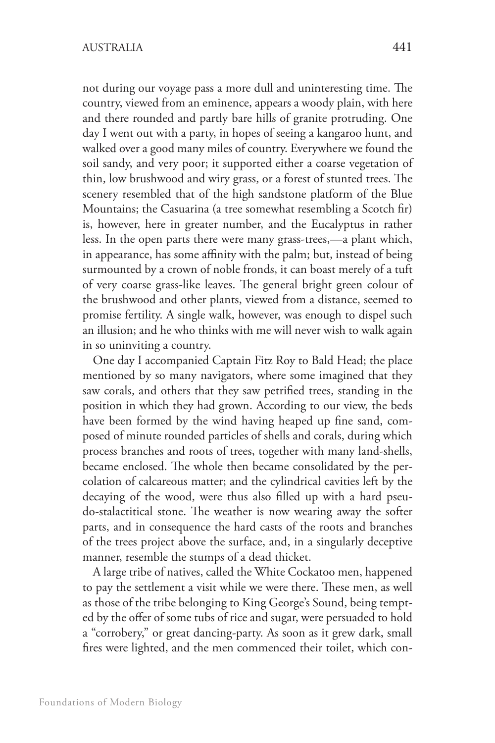not during our voyage pass a more dull and uninteresting time. The country, viewed from an eminence, appears a woody plain, with here and there rounded and partly bare hills of granite protruding. One day I went out with a party, in hopes of seeing a kangaroo hunt, and walked over a good many miles of country. Everywhere we found the soil sandy, and very poor; it supported either a coarse vegetation of thin, low brushwood and wiry grass, or a forest of stunted trees. The scenery resembled that of the high sandstone platform of the Blue Mountains; the Casuarina (a tree somewhat resembling a Scotch fir) is, however, here in greater number, and the Eucalyptus in rather less. In the open parts there were many grass-trees,—a plant which, in appearance, has some affinity with the palm; but, instead of being surmounted by a crown of noble fronds, it can boast merely of a tuft of very coarse grass-like leaves. The general bright green colour of the brushwood and other plants, viewed from a distance, seemed to promise fertility. A single walk, however, was enough to dispel such an illusion; and he who thinks with me will never wish to walk again in so uninviting a country.

One day I accompanied Captain Fitz Roy to Bald Head; the place mentioned by so many navigators, where some imagined that they saw corals, and others that they saw petrified trees, standing in the position in which they had grown. According to our view, the beds have been formed by the wind having heaped up fine sand, composed of minute rounded particles of shells and corals, during which process branches and roots of trees, together with many land-shells, became enclosed. The whole then became consolidated by the percolation of calcareous matter; and the cylindrical cavities left by the decaying of the wood, were thus also filled up with a hard pseudo-stalactitical stone. The weather is now wearing away the softer parts, and in consequence the hard casts of the roots and branches of the trees project above the surface, and, in a singularly deceptive manner, resemble the stumps of a dead thicket.

A large tribe of natives, called the White Cockatoo men, happened to pay the settlement a visit while we were there. These men, as well as those of the tribe belonging to King George's Sound, being tempted by the offer of some tubs of rice and sugar, were persuaded to hold a "corrobery," or great dancing-party. As soon as it grew dark, small fires were lighted, and the men commenced their toilet, which con-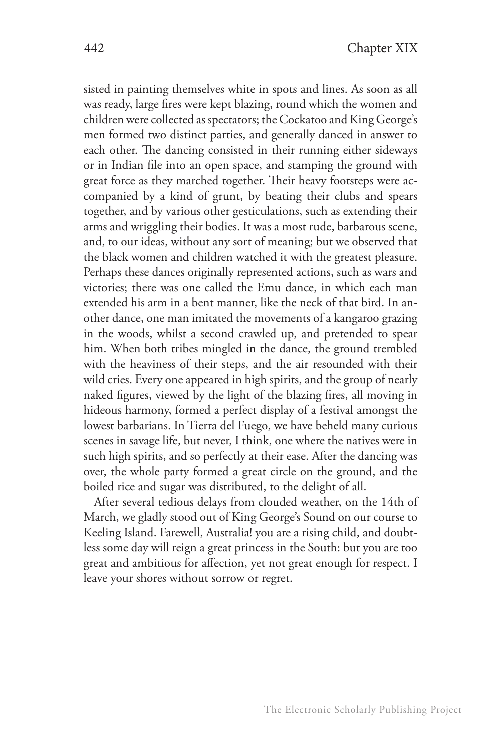sisted in painting themselves white in spots and lines. As soon as all was ready, large fires were kept blazing, round which the women and children were collected as spectators; the Cockatoo and King George's men formed two distinct parties, and generally danced in answer to each other. The dancing consisted in their running either sideways or in Indian file into an open space, and stamping the ground with great force as they marched together. Their heavy footsteps were accompanied by a kind of grunt, by beating their clubs and spears together, and by various other gesticulations, such as extending their arms and wriggling their bodies. It was a most rude, barbarous scene, and, to our ideas, without any sort of meaning; but we observed that the black women and children watched it with the greatest pleasure. Perhaps these dances originally represented actions, such as wars and victories; there was one called the Emu dance, in which each man extended his arm in a bent manner, like the neck of that bird. In another dance, one man imitated the movements of a kangaroo grazing in the woods, whilst a second crawled up, and pretended to spear him. When both tribes mingled in the dance, the ground trembled with the heaviness of their steps, and the air resounded with their wild cries. Every one appeared in high spirits, and the group of nearly naked figures, viewed by the light of the blazing fires, all moving in hideous harmony, formed a perfect display of a festival amongst the lowest barbarians. In Tierra del Fuego, we have beheld many curious scenes in savage life, but never, I think, one where the natives were in such high spirits, and so perfectly at their ease. After the dancing was over, the whole party formed a great circle on the ground, and the boiled rice and sugar was distributed, to the delight of all.

After several tedious delays from clouded weather, on the 14th of March, we gladly stood out of King George's Sound on our course to Keeling Island. Farewell, Australia! you are a rising child, and doubtless some day will reign a great princess in the South: but you are too great and ambitious for affection, yet not great enough for respect. I leave your shores without sorrow or regret.